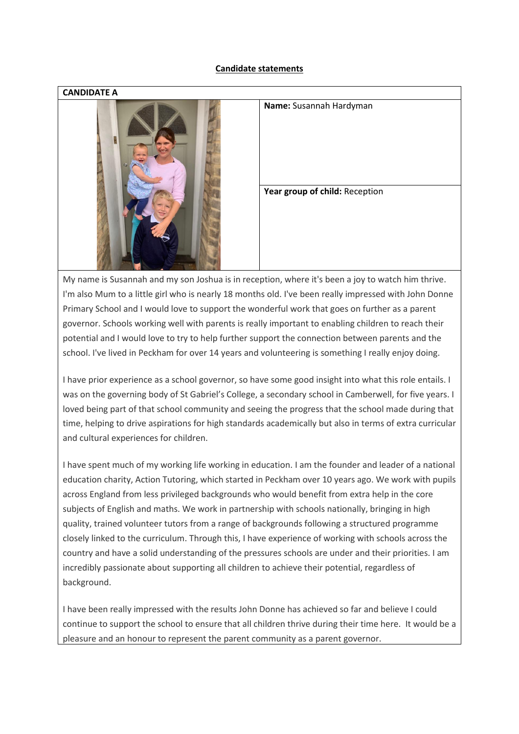**Candidate statements**

| **CANDIDATE A** | |
|---|---|
| | **Name:** Susannah Hardyman |
| | **Year group of child:** Reception |

My name is Susannah and my son Joshua is in reception, where it's been a joy to watch him thrive. I'm also Mum to a little girl who is nearly 18 months old. I've been really impressed with John Donne Primary School and I would love to support the wonderful work that goes on further as a parent governor. Schools working well with parents is really important to enabling children to reach their potential and I would love to try to help further support the connection between parents and the school. I've lived in Peckham for over 14 years and volunteering is something I really enjoy doing.

I have prior experience as a school governor, so have some good insight into what this role entails. I was on the governing body of St Gabriel's College, a secondary school in Camberwell, for five years. I loved being part of that school community and seeing the progress that the school made during that time, helping to drive aspirations for high standards academically but also in terms of extra curricular and cultural experiences for children.

I have spent much of my working life working in education. I am the founder and leader of a national education charity, Action Tutoring, which started in Peckham over 10 years ago. We work with pupils across England from less privileged backgrounds who would benefit from extra help in the core subjects of English and maths. We work in partnership with schools nationally, bringing in high quality, trained volunteer tutors from a range of backgrounds following a structured programme closely linked to the curriculum. Through this, I have experience of working with schools across the country and have a solid understanding of the pressures schools are under and their priorities. I am incredibly passionate about supporting all children to achieve their potential, regardless of background.

I have been really impressed with the results John Donne has achieved so far and believe I could continue to support the school to ensure that all children thrive during their time here. It would be a pleasure and an honour to represent the parent community as a parent governor.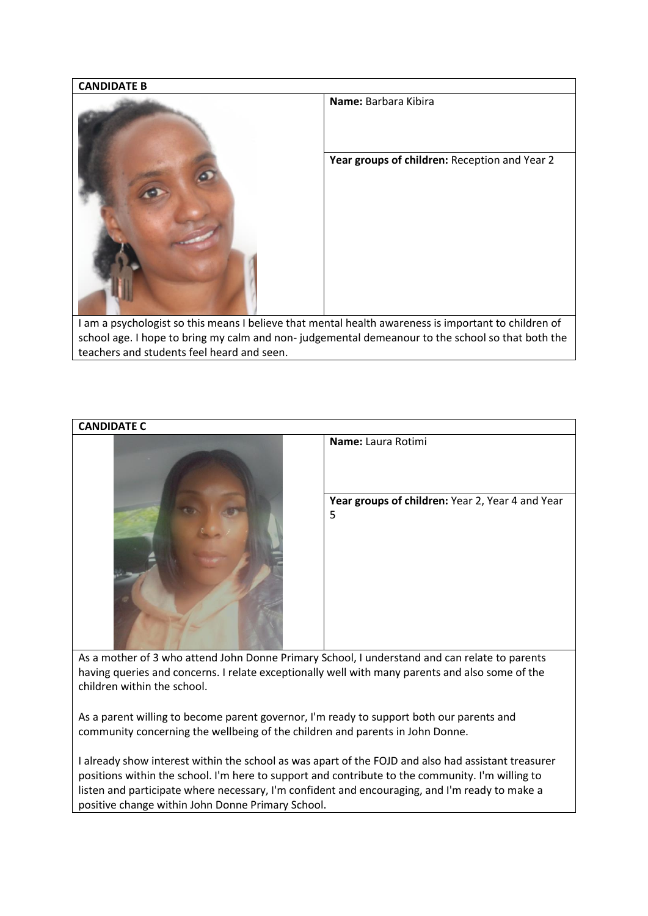**CANDIDATE B**

**Name:** Barbara Kibira

**Year groups of children:** Reception and Year 2

I am a psychologist so this means I believe that mental health awareness is important to children of school age. I hope to bring my calm and non- judgemental demeanour to the school so that both the teachers and students feel heard and seen.

**CANDIDATE C**

**Name:** Laura Rotimi

**Year groups of children:** Year 2, Year 4 and Year 5

As a mother of 3 who attend John Donne Primary School, I understand and can relate to parents having queries and concerns. I relate exceptionally well with many parents and also some of the children within the school.

As a parent willing to become parent governor, I'm ready to support both our parents and community concerning the wellbeing of the children and parents in John Donne.

I already show interest within the school as was apart of the FOJD and also had assistant treasurer positions within the school. I'm here to support and contribute to the community. I'm willing to listen and participate where necessary, I'm confident and encouraging, and I'm ready to make a positive change within John Donne Primary School.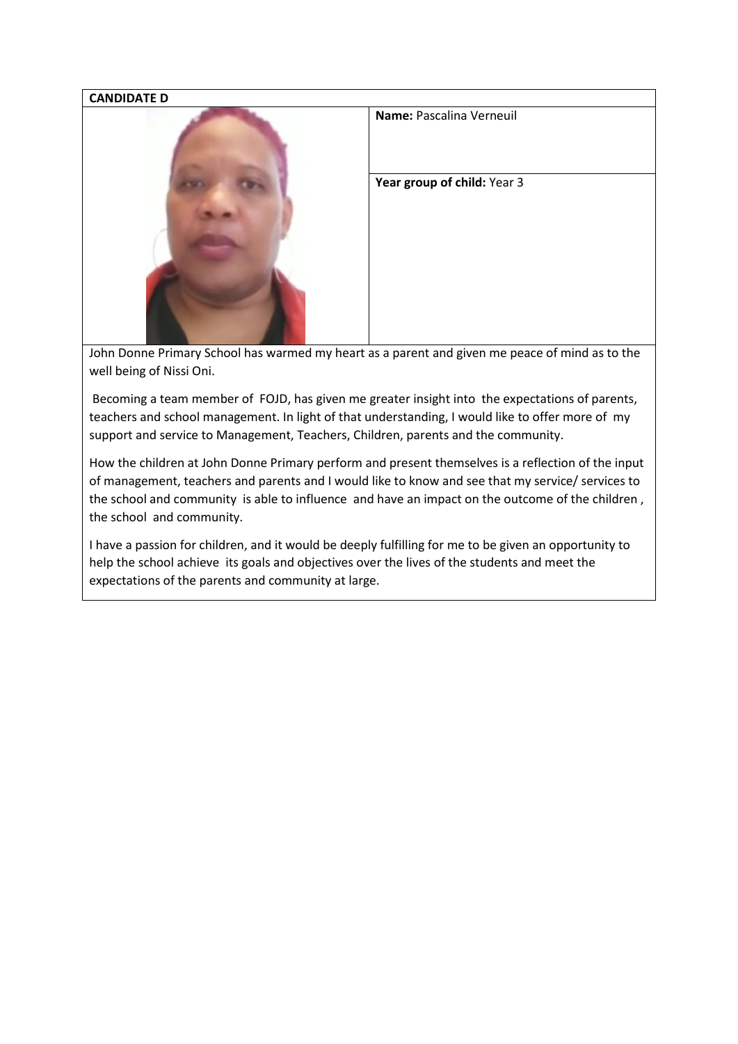**CANDIDATE D**

**Name:** Pascalina Verneuil

**Year group of child:** Year 3

John Donne Primary School has warmed my heart as a parent and given me peace of mind as to the well being of Nissi Oni.

Becoming a team member of FOJD, has given me greater insight into the expectations of parents, teachers and school management. In light of that understanding, I would like to offer more of my support and service to Management, Teachers, Children, parents and the community.

How the children at John Donne Primary perform and present themselves is a reflection of the input of management, teachers and parents and I would like to know and see that my service/ services to the school and community is able to influence and have an impact on the outcome of the children , the school and community.

I have a passion for children, and it would be deeply fulfilling for me to be given an opportunity to help the school achieve its goals and objectives over the lives of the students and meet the expectations of the parents and community at large.